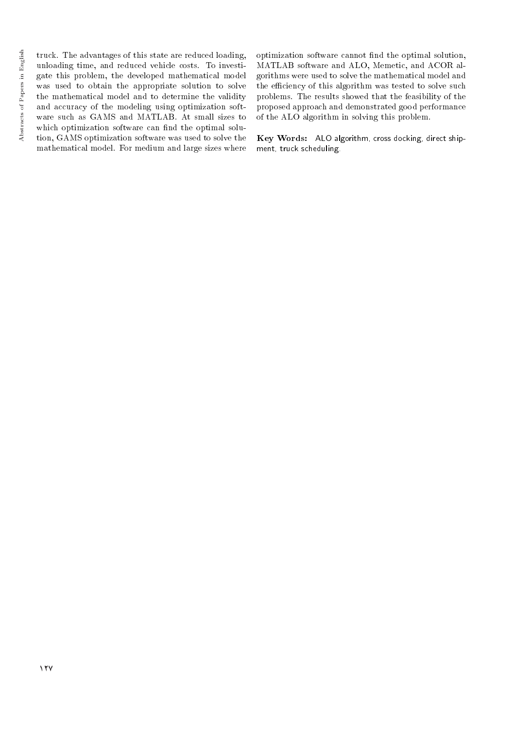truck. The advantages of this state are reduced loading, unloading time, and reduced vehicle costs. To investigate this problem, the developed mathematical model was used to obtain the appropriate solution to solve the mathematical model and to determine the validity and accuracy of the modeling using optimization software such as GAMS and MATLAB. At small sizes to which optimization software can find the optimal solution, GAMS optimization software was used to solve the mathematical model. For medium and large sizes where optimization software cannot find the optimal solution, MATLAB software and ALO, Memetic, and ACOR algorithms were used to solve the mathematical model and the efficiency of this algorithm was tested to solve such problems. The results showed that the feasibility of the proposed approach and demonstrated good performance of the ALO algorithm in solving this problem.

**Key Words:** ALO algorithm, cross docking, direct shipment, truck scheduling.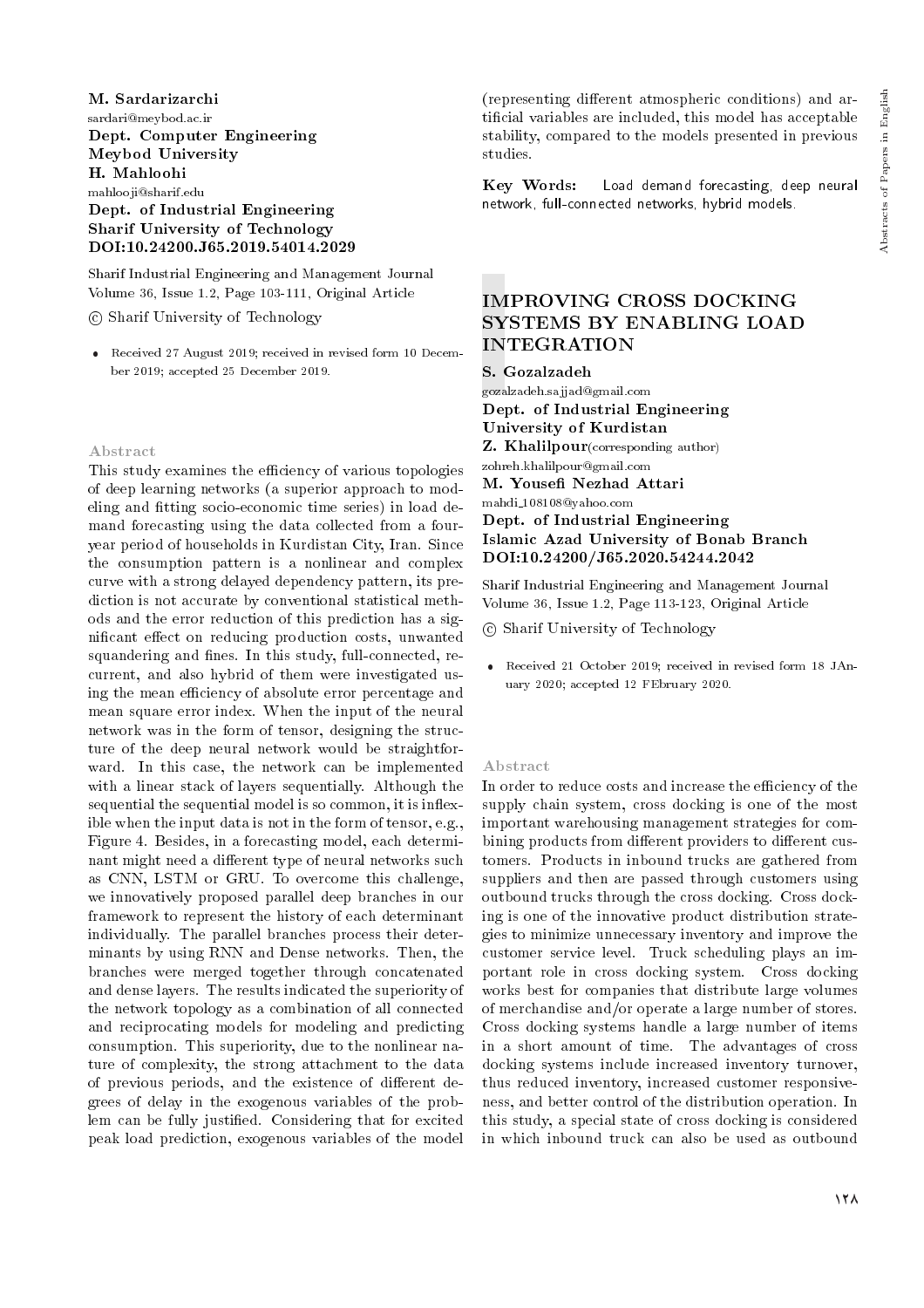**M. Sardarizarchi**
sardari@meybod.ac.ir
**Dept. Computer Engineering**
**Meybod University**
**H. Mahloohi**
mahlooji@sharif.edu
**Dept. of Industrial Engineering**
**Sharif University of Technology**
**DOI:10.24200.J65.2019.54014.2029**

Sharif Industrial Engineering and Management Journal
Volume 36, Issue 1.2, Page 103-111, Original Article

© Sharif University of Technology

- Received 27 August 2019; received in revised form 10 December 2019; accepted 25 December 2019.

### Abstract

This study examines the efficiency of various topologies of deep learning networks (a superior approach to modeling and fitting socio-economic time series) in load demand forecasting using the data collected from a four-year period of households in Kurdistan City, Iran. Since the consumption pattern is a nonlinear and complex curve with a strong delayed dependency pattern, its prediction is not accurate by conventional statistical methods and the error reduction of this prediction has a significant effect on reducing production costs, unwanted squandering and fines. In this study, full-connected, recurrent, and also hybrid of them were investigated using the mean efficiency of absolute error percentage and mean square error index. When the input of the neural network was in the form of tensor, designing the structure of the deep neural network would be straightforward. In this case, the network can be implemented with a linear stack of layers sequentially. Although the sequential the sequential model is so common, it is inflexible when the input data is not in the form of tensor, e.g., Figure 4. Besides, in a forecasting model, each determinant might need a different type of neural networks such as CNN, LSTM or GRU. To overcome this challenge, we innovatively proposed parallel deep branches in our framework to represent the history of each determinant individually. The parallel branches process their determinants by using RNN and Dense networks. Then, the branches were merged together through concatenated and dense layers. The results indicated the superiority of the network topology as a combination of all connected and reciprocating models for modeling and predicting consumption. This superiority, due to the nonlinear nature of complexity, the strong attachment to the data of previous periods, and the existence of different degrees of delay in the exogenous variables of the problem can be fully justified. Considering that for excited peak load prediction, exogenous variables of the model (representing different atmospheric conditions) and artificial variables are included, this model has acceptable stability, compared to the models presented in previous studies.

**Key Words:** Load demand forecasting, deep neural network, full-connected networks, hybrid models.

## IMPROVING CROSS DOCKING SYSTEMS BY ENABLING LOAD INTEGRATION

**S. Gozalzadeh**
gozalzadeh.sajjad@gmail.com
**Dept. of Industrial Engineering**
**University of Kurdistan**
**Z. Khalilpour**(corresponding author)
zohreh.khalilpour@gmail.com
**M. Yousefi Nezhad Attari**
mahdi_108108@yahoo.com
**Dept. of Industrial Engineering**
**Islamic Azad University of Bonab Branch**
**DOI:10.24200/J65.2020.54244.2042**

Sharif Industrial Engineering and Management Journal
Volume 36, Issue 1.2, Page 113-123, Original Article

© Sharif University of Technology

- Received 21 October 2019; received in revised form 18 JAnuary 2020; accepted 12 FEbruary 2020.

### Abstract

In order to reduce costs and increase the efficiency of the supply chain system, cross docking is one of the most important warehousing management strategies for combining products from different providers to different customers. Products in inbound trucks are gathered from suppliers and then are passed through customers using outbound trucks through the cross docking. Cross docking is one of the innovative product distribution strategies to minimize unnecessary inventory and improve the customer service level. Truck scheduling plays an important role in cross docking system. Cross docking works best for companies that distribute large volumes of merchandise and/or operate a large number of stores. Cross docking systems handle a large number of items in a short amount of time. The advantages of cross docking systems include increased inventory turnover, thus reduced inventory, increased customer responsiveness, and better control of the distribution operation. In this study, a special state of cross docking is considered in which inbound truck can also be used as outbound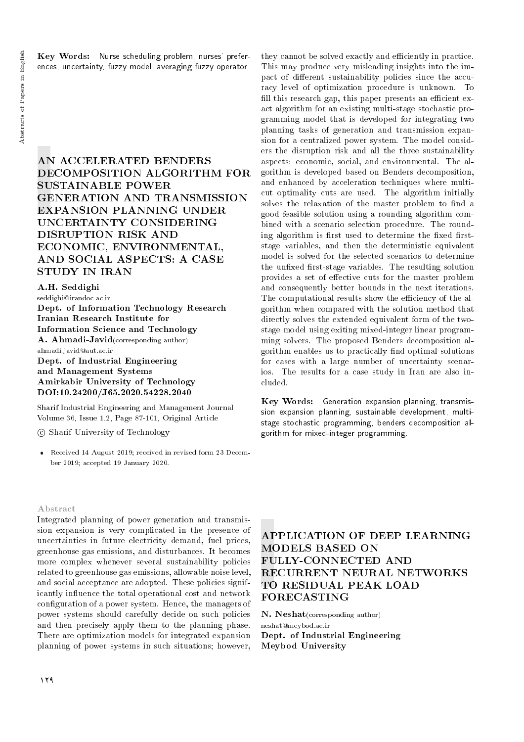**Key Words:** Nurse scheduling problem, nurses' preferences, uncertainty, fuzzy model, averaging fuzzy operator.

# AN ACCELERATED BENDERS DECOMPOSITION ALGORITHM FOR SUSTAINABLE POWER GENERATION AND TRANSMISSION EXPANSION PLANNING UNDER UNCERTAINTY CONSIDERING DISRUPTION RISK AND ECONOMIC, ENVIRONMENTAL, AND SOCIAL ASPECTS: A CASE STUDY IN IRAN

**A.H. Seddighi**
seddighi@irandoc.ac.ir
**Dept. of Information Technology Research Iranian Research Institute for Information Science and Technology**
**A. Ahmadi-Javid**(corresponding author)
ahmadi_javid@aut.ac.ir
**Dept. of Industrial Engineering and Management Systems Amirkabir University of Technology**
**DOI:10.24200/J65.2020.54228.2040**

Sharif Industrial Engineering and Management Journal Volume 36, Issue 1.2, Page 87-101, Original Article

© Sharif University of Technology

- Received 14 August 2019; received in revised form 23 December 2019; accepted 19 January 2020.

## Abstract

Integrated planning of power generation and transmission expansion is very complicated in the presence of uncertainties in future electricity demand, fuel prices, greenhouse gas emissions, and disturbances. It becomes more complex whenever several sustainability policies related to greenhouse gas emissions, allowable noise level, and social acceptance are adopted. These policies significantly influence the total operational cost and network configuration of a power system. Hence, the managers of power systems should carefully decide on such policies and then precisely apply them to the planning phase. There are optimization models for integrated expansion planning of power systems in such situations; however, they cannot be solved exactly and efficiently in practice. This may produce very misleading insights into the impact of different sustainability policies since the accuracy level of optimization procedure is unknown. To fill this research gap, this paper presents an efficient exact algorithm for an existing multi-stage stochastic programming model that is developed for integrating two planning tasks of generation and transmission expansion for a centralized power system. The model considers the disruption risk and all the three sustainability aspects: economic, social, and environmental. The algorithm is developed based on Benders decomposition, and enhanced by acceleration techniques where multicut optimality cuts are used. The algorithm initially solves the relaxation of the master problem to find a good feasible solution using a rounding algorithm combined with a scenario selection procedure. The rounding algorithm is first used to determine the fixed first-stage variables, and then the deterministic equivalent model is solved for the selected scenarios to determine the unfixed first-stage variables. The resulting solution provides a set of effective cuts for the master problem and consequently better bounds in the next iterations. The computational results show the efficiency of the algorithm when compared with the solution method that directly solves the extended equivalent form of the two-stage model using exiting mixed-integer linear programming solvers. The proposed Benders decomposition algorithm enables us to practically find optimal solutions for cases with a large number of uncertainty scenarios. The results for a case study in Iran are also included.

**Key Words:** Generation expansion planning, transmission expansion planning, sustainable development, multi-stage stochastic programming, benders decomposition algorithm for mixed-integer programming.

# APPLICATION OF DEEP LEARNING MODELS BASED ON FULLY-CONNECTED AND RECURRENT NEURAL NETWORKS TO RESIDUAL PEAK LOAD FORECASTING

**N. Neshat**(corresponding author)
neshat@meybod.ac.ir
**Dept. of Industrial Engineering Meybod University**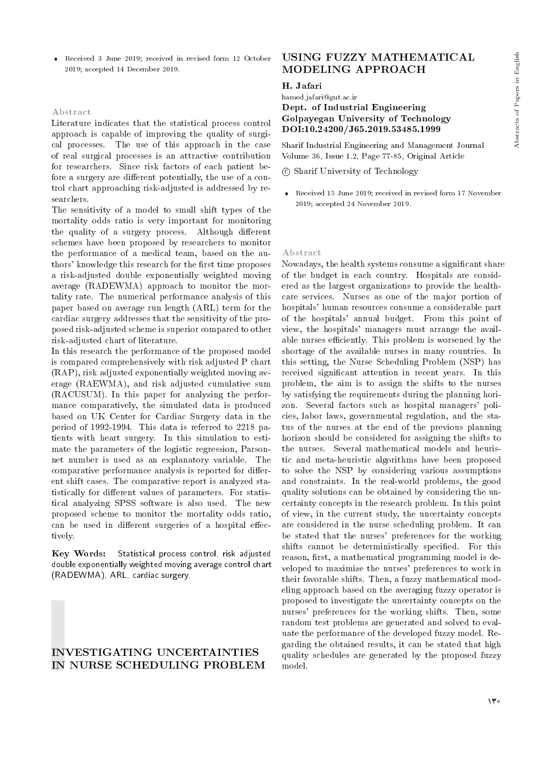- Received 3 June 2019; received in revised form 12 October 2019; accepted 14 December 2019.

### Abstract

Literature indicates that the statistical process control approach is capable of improving the quality of surgical processes. The use of this approach in the case of real surgical processes is an attractive contribution for researchers. Since risk factors of each patient before a surgery are different potentially, the use of a control chart approaching risk-adjusted is addressed by researchers.

The sensitivity of a model to small shift types of the mortality odds ratio is very important for monitoring the quality of a surgery process. Although different schemes have been proposed by researchers to monitor the performance of a medical team, based on the authors' knowledge this research for the first time proposes a risk-adjusted double exponentially weighted moving average (RADEWMA) approach to monitor the mortality rate. The numerical performance analysis of this paper based on average run length (ARL) term for the cardiac surgery addresses that the sensitivity of the proposed risk-adjusted scheme is superior compared to other risk-adjusted chart of literature.

In this research the performance of the proposed model is compared comprehensively with risk adjusted P chart (RAP), risk adjusted exponentially weighted moving average (RAEWMA), and risk adjusted cumulative sum (RACUSUM). In this paper for analyzing the performance comparatively, the simulated data is produced based on UK Center for Cardiac Surgery data in the period of 1992-1994. This data is referred to 2218 patients with heart surgery. In this simulation to estimate the parameters of the logistic regression, Parsonnet number is used as an explanatory variable. The comparative performance analysis is reported for different shift cases. The comparative report is analyzed statistically for different values of parameters. For statistical analyzing SPSS software is also used. The new proposed scheme to monitor the mortality odds ratio, can be used in different surgeries of a hospital effectively.

**Key Words:** Statistical process control, risk adjusted double exponentially weighted moving average control chart (RADEWMA), ARL, cardiac surgery.

## INVESTIGATING UNCERTAINTIES IN NURSE SCHEDULING PROBLEM USING FUZZY MATHEMATICAL MODELING APPROACH

**H. Jafari**
hamed.jafari@gut.ac.ir
**Dept. of Industrial Engineering**
**Golpayegan University of Technology**
**DOI:10.24200/J65.2019.53485.1999**

Sharif Industrial Engineering and Management Journal
Volume 36, Issue 1.2, Page 77-85, Original Article

© Sharif University of Technology

- Received 15 June 2019; received in revised form 17 November 2019; accepted 24 November 2019.

### Abstract

Nowadays, the health systems consume a significant share of the budget in each country. Hospitals are considered as the largest organizations to provide the healthcare services. Nurses as one of the major portion of hospitals' human resources consume a considerable part of the hospitals' annual budget. From this point of view, the hospitals' managers must arrange the available nurses efficiently. This problem is worsened by the shortage of the available nurses in many countries. In this setting, the Nurse Scheduling Problem (NSP) has received significant attention in recent years. In this problem, the aim is to assign the shifts to the nurses by satisfying the requirements during the planning horizon. Several factors such as hospital managers' policies, labor laws, governmental regulation, and the status of the nurses at the end of the previous planning horizon should be considered for assigning the shifts to the nurses. Several mathematical models and heuristic and meta-heuristic algorithms have been proposed to solve the NSP by considering various assumptions and constraints. In the real-world problems, the good quality solutions can be obtained by considering the uncertainty concepts in the research problem. In this point of view, in the current study, the uncertainty concepts are considered in the nurse scheduling problem. It can be stated that the nurses' preferences for the working shifts cannot be deterministically specified. For this reason, first, a mathematical programming model is developed to maximize the nurses' preferences to work in their favorable shifts. Then, a fuzzy mathematical modeling approach based on the averaging fuzzy operator is proposed to investigate the uncertainty concepts on the nurses' preferences for the working shifts. Then, some random test problems are generated and solved to evaluate the performance of the developed fuzzy model. Regarding the obtained results, it can be stated that high quality schedules are generated by the proposed fuzzy model.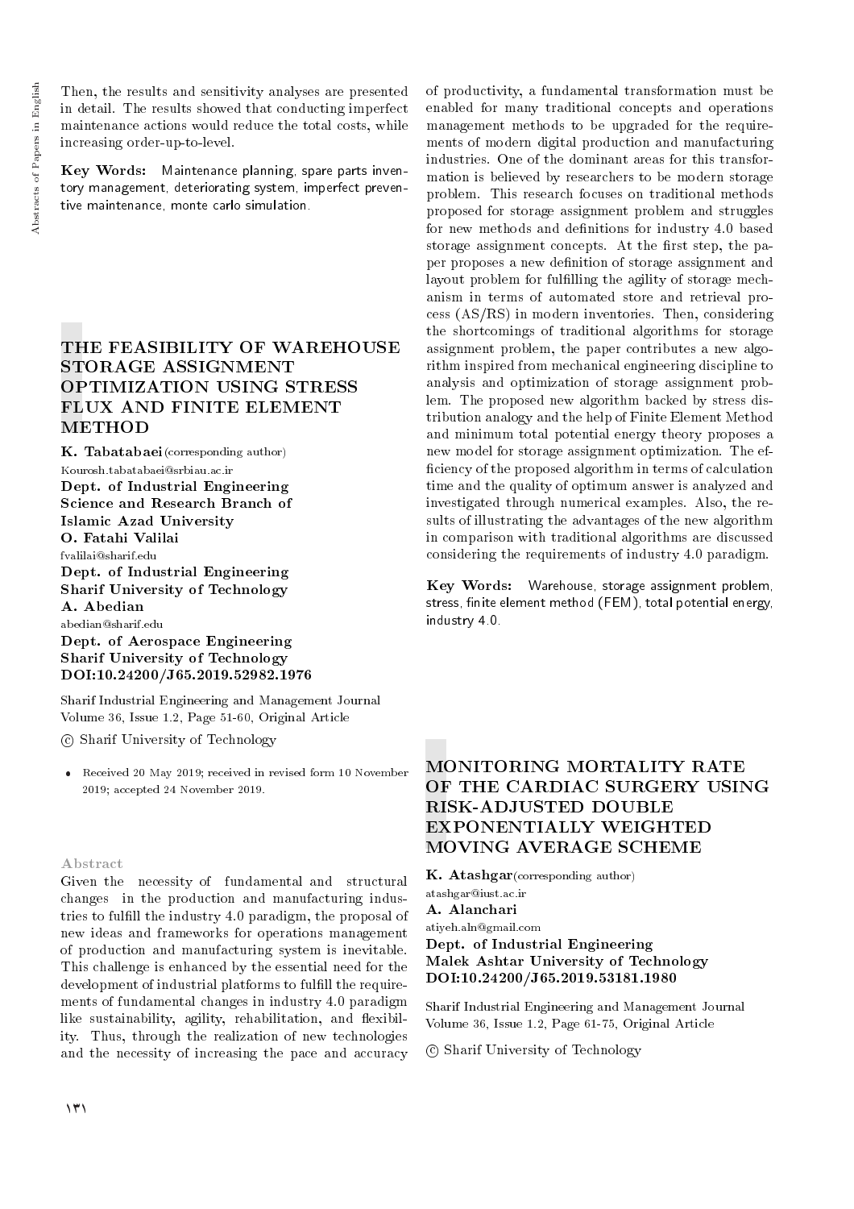Then, the results and sensitivity analyses are presented in detail. The results showed that conducting imperfect maintenance actions would reduce the total costs, while increasing order-up-to-level.

**Key Words:** Maintenance planning, spare parts inventory management, deteriorating system, imperfect preventive maintenance, monte carlo simulation.

## THE FEASIBILITY OF WAREHOUSE STORAGE ASSIGNMENT OPTIMIZATION USING STRESS FLUX AND FINITE ELEMENT METHOD

**K. Tabatabaei** (corresponding author)
Kourosh.tabatabaei@srbiau.ac.ir
**Dept. of Industrial Engineering**
**Science and Research Branch of Islamic Azad University**
**O. Fatahi Valilai**
fvalilai@sharif.edu
**Dept. of Industrial Engineering**
**Sharif University of Technology**
**A. Abedian**
abedian@sharif.edu
**Dept. of Aerospace Engineering**
**Sharif University of Technology**
**DOI:10.24200/J65.2019.52982.1976**

Sharif Industrial Engineering and Management Journal
Volume 36, Issue 1.2, Page 51-60, Original Article

© Sharif University of Technology

- Received 20 May 2019; received in revised form 10 November 2019; accepted 24 November 2019.

### Abstract

Given the necessity of fundamental and structural changes in the production and manufacturing industries to fulfill the industry 4.0 paradigm, the proposal of new ideas and frameworks for operations management of production and manufacturing system is inevitable. This challenge is enhanced by the essential need for the development of industrial platforms to fulfill the requirements of fundamental changes in industry 4.0 paradigm like sustainability, agility, rehabilitation, and flexibility. Thus, through the realization of new technologies and the necessity of increasing the pace and accuracy of productivity, a fundamental transformation must be enabled for many traditional concepts and operations management methods to be upgraded for the requirements of modern digital production and manufacturing industries. One of the dominant areas for this transformation is believed by researchers to be modern storage problem. This research focuses on traditional methods proposed for storage assignment problem and struggles for new methods and definitions for industry 4.0 based storage assignment concepts. At the first step, the paper proposes a new definition of storage assignment and layout problem for fulfilling the agility of storage mechanism in terms of automated store and retrieval process (AS/RS) in modern inventories. Then, considering the shortcomings of traditional algorithms for storage assignment problem, the paper contributes a new algorithm inspired from mechanical engineering discipline to analysis and optimization of storage assignment problem. The proposed new algorithm backed by stress distribution analogy and the help of Finite Element Method and minimum total potential energy theory proposes a new model for storage assignment optimization. The efficiency of the proposed algorithm in terms of calculation time and the quality of optimum answer is analyzed and investigated through numerical examples. Also, the results of illustrating the advantages of the new algorithm in comparison with traditional algorithms are discussed considering the requirements of industry 4.0 paradigm.

**Key Words:** Warehouse, storage assignment problem, stress, finite element method (FEM), total potential energy, industry 4.0.

## MONITORING MORTALITY RATE OF THE CARDIAC SURGERY USING RISK-ADJUSTED DOUBLE EXPONENTIALLY WEIGHTED MOVING AVERAGE SCHEME

**K. Atashgar** (corresponding author)
atashgar@iust.ac.ir
**A. Alanchari**
atiyeh.aln@gmail.com
**Dept. of Industrial Engineering**
**Malek Ashtar University of Technology**
**DOI:10.24200/J65.2019.53181.1980**

Sharif Industrial Engineering and Management Journal
Volume 36, Issue 1.2, Page 61-75, Original Article

© Sharif University of Technology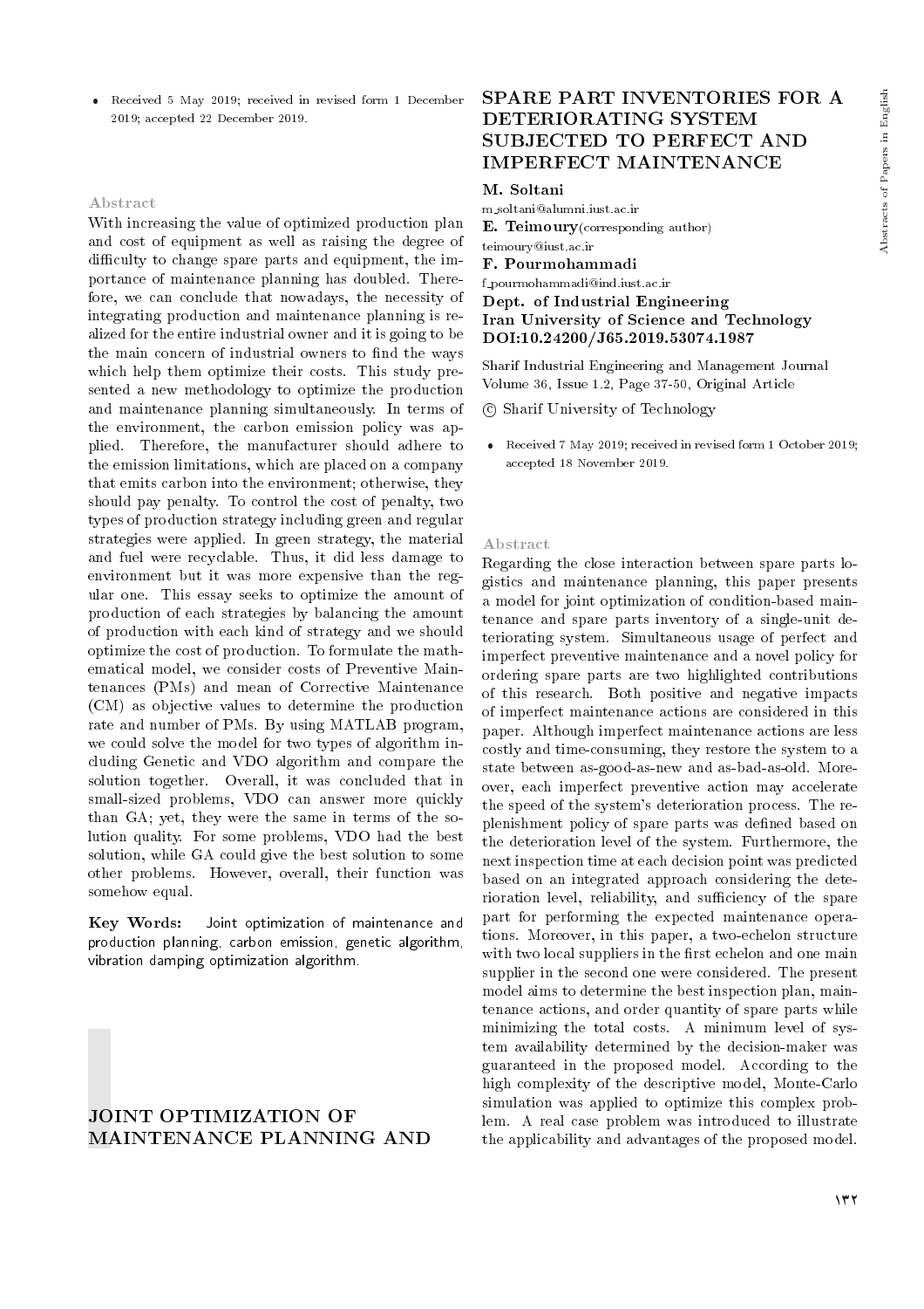- Received 5 May 2019; received in revised form 1 December 2019; accepted 22 December 2019.

### Abstract

With increasing the value of optimized production plan and cost of equipment as well as raising the degree of difficulty to change spare parts and equipment, the importance of maintenance planning has doubled. Therefore, we can conclude that nowadays, the necessity of integrating production and maintenance planning is realized for the entire industrial owner and it is going to be the main concern of industrial owners to find the ways which help them optimize their costs. This study presented a new methodology to optimize the production and maintenance planning simultaneously. In terms of the environment, the carbon emission policy was applied. Therefore, the manufacturer should adhere to the emission limitations, which are placed on a company that emits carbon into the environment; otherwise, they should pay penalty. To control the cost of penalty, two types of production strategy including green and regular strategies were applied. In green strategy, the material and fuel were recyclable. Thus, it did less damage to environment but it was more expensive than the regular one. This essay seeks to optimize the amount of production of each strategies by balancing the amount of production with each kind of strategy and we should optimize the cost of production. To formulate the mathematical model, we consider costs of Preventive Maintenances (PMs) and mean of Corrective Maintenance (CM) as objective values to determine the production rate and number of PMs. By using MATLAB program, we could solve the model for two types of algorithm including Genetic and VDO algorithm and compare the solution together. Overall, it was concluded that in small-sized problems, VDO can answer more quickly than GA; yet, they were the same in terms of the solution quality. For some problems, VDO had the best solution, while GA could give the best solution to some other problems. However, overall, their function was somehow equal.

**Key Words:** Joint optimization of maintenance and production planning, carbon emission, genetic algorithm, vibration damping optimization algorithm.

# JOINT OPTIMIZATION OF MAINTENANCE PLANNING AND

# SPARE PART INVENTORIES FOR A DETERIORATING SYSTEM SUBJECTED TO PERFECT AND IMPERFECT MAINTENANCE

**M. Soltani**
m_soltani@alumni.iust.ac.ir
**E. Teimoury**(corresponding author)
teimoury@iust.ac.ir
**F. Pourmohammadi**
f_pourmohammadi@ind.iust.ac.ir
**Dept. of Industrial Engineering**
**Iran University of Science and Technology**
**DOI:10.24200/J65.2019.53074.1987**

Sharif Industrial Engineering and Management Journal
Volume 36, Issue 1.2, Page 37-50, Original Article

© Sharif University of Technology

- Received 7 May 2019; received in revised form 1 October 2019; accepted 18 November 2019.

### Abstract

Regarding the close interaction between spare parts logistics and maintenance planning, this paper presents a model for joint optimization of condition-based maintenance and spare parts inventory of a single-unit deteriorating system. Simultaneous usage of perfect and imperfect preventive maintenance and a novel policy for ordering spare parts are two highlighted contributions of this research. Both positive and negative impacts of imperfect maintenance actions are considered in this paper. Although imperfect maintenance actions are less costly and time-consuming, they restore the system to a state between as-good-as-new and as-bad-as-old. Moreover, each imperfect preventive action may accelerate the speed of the system's deterioration process. The replenishment policy of spare parts was defined based on the deterioration level of the system. Furthermore, the next inspection time at each decision point was predicted based on an integrated approach considering the deterioration level, reliability, and sufficiency of the spare part for performing the expected maintenance operations. Moreover, in this paper, a two-echelon structure with two local suppliers in the first echelon and one main supplier in the second one were considered. The present model aims to determine the best inspection plan, maintenance actions, and order quantity of spare parts while minimizing the total costs. A minimum level of system availability determined by the decision-maker was guaranteed in the proposed model. According to the high complexity of the descriptive model, Monte-Carlo simulation was applied to optimize this complex problem. A real case problem was introduced to illustrate the applicability and advantages of the proposed model.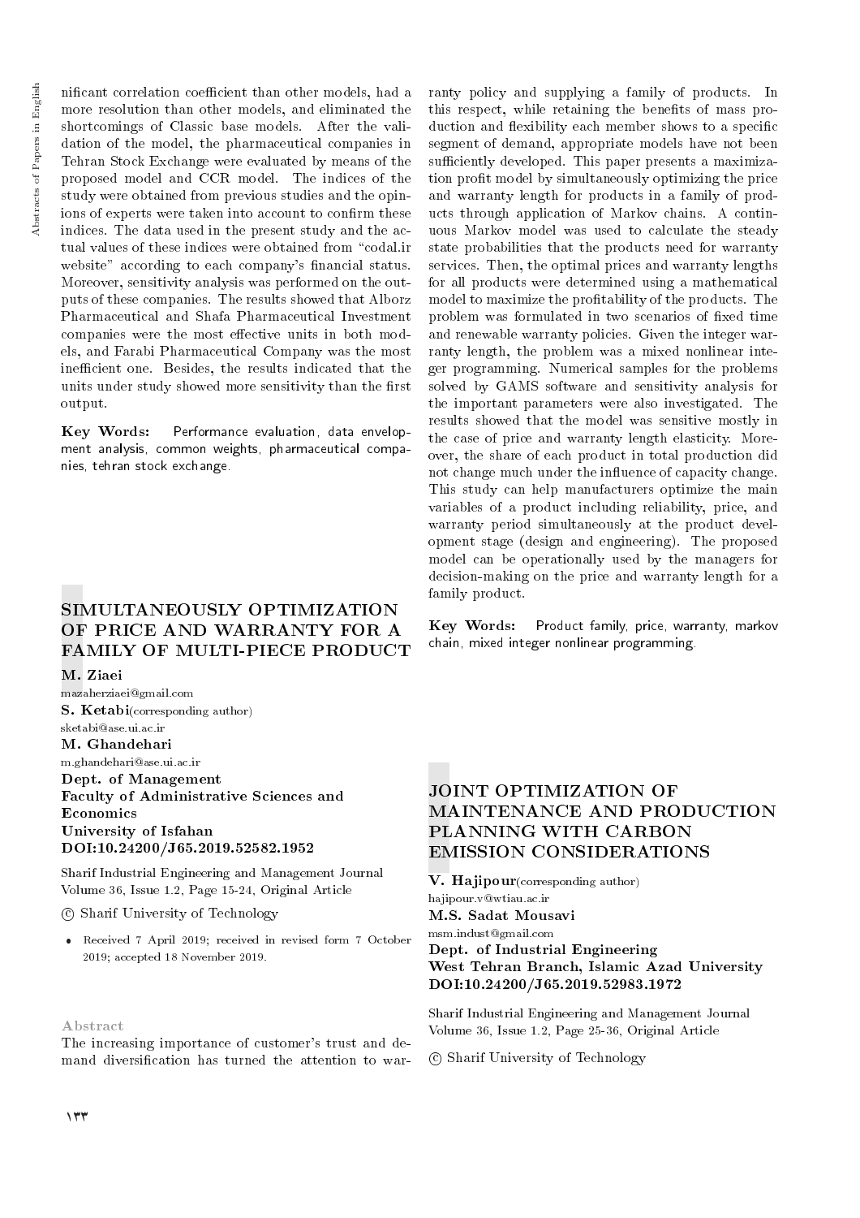nificant correlation coefficient than other models, had a more resolution than other models, and eliminated the shortcomings of Classic base models. After the validation of the model, the pharmaceutical companies in Tehran Stock Exchange were evaluated by means of the proposed model and CCR model. The indices of the study were obtained from previous studies and the opinions of experts were taken into account to confirm these indices. The data used in the present study and the actual values of these indices were obtained from "codal.ir website" according to each company's financial status. Moreover, sensitivity analysis was performed on the outputs of these companies. The results showed that Alborz Pharmaceutical and Shafa Pharmaceutical Investment companies were the most effective units in both models, and Farabi Pharmaceutical Company was the most inefficient one. Besides, the results indicated that the units under study showed more sensitivity than the first output.

**Key Words:** Performance evaluation, data envelopment analysis, common weights, pharmaceutical companies, tehran stock exchange.

## SIMULTANEOUSLY OPTIMIZATION OF PRICE AND WARRANTY FOR A FAMILY OF MULTI-PIECE PRODUCT

**M. Ziaei**
mazaherziaei@gmail.com
**S. Ketabi**(corresponding author)
sketabi@ase.ui.ac.ir
**M. Ghandehari**
m.ghandehari@ase.ui.ac.ir
**Dept. of Management**
**Faculty of Administrative Sciences and Economics**
**University of Isfahan**
**DOI:10.24200/J65.2019.52582.1952**

Sharif Industrial Engineering and Management Journal
Volume 36, Issue 1.2, Page 15-24, Original Article

© Sharif University of Technology

- Received 7 April 2019; received in revised form 7 October 2019; accepted 18 November 2019.

### Abstract

The increasing importance of customer's trust and demand diversification has turned the attention to warranty policy and supplying a family of products. In this respect, while retaining the benefits of mass production and flexibility each member shows to a specific segment of demand, appropriate models have not been sufficiently developed. This paper presents a maximization profit model by simultaneously optimizing the price and warranty length for products in a family of products through application of Markov chains. A continuous Markov model was used to calculate the steady state probabilities that the products need for warranty services. Then, the optimal prices and warranty lengths for all products were determined using a mathematical model to maximize the profitability of the products. The problem was formulated in two scenarios of fixed time and renewable warranty policies. Given the integer warranty length, the problem was a mixed nonlinear integer programming. Numerical samples for the problems solved by GAMS software and sensitivity analysis for the important parameters were also investigated. The results showed that the model was sensitive mostly in the case of price and warranty length elasticity. Moreover, the share of each product in total production did not change much under the influence of capacity change. This study can help manufacturers optimize the main variables of a product including reliability, price, and warranty period simultaneously at the product development stage (design and engineering). The proposed model can be operationally used by the managers for decision-making on the price and warranty length for a family product.

**Key Words:** Product family, price, warranty, markov chain, mixed integer nonlinear programming.

## JOINT OPTIMIZATION OF MAINTENANCE AND PRODUCTION PLANNING WITH CARBON EMISSION CONSIDERATIONS

**V. Hajipour**(corresponding author)
hajipour.v@wtiau.ac.ir
**M.S. Sadat Mousavi**
msm.indust@gmail.com
**Dept. of Industrial Engineering**
**West Tehran Branch, Islamic Azad University**
**DOI:10.24200/J65.2019.52983.1972**

Sharif Industrial Engineering and Management Journal
Volume 36, Issue 1.2, Page 25-36, Original Article

© Sharif University of Technology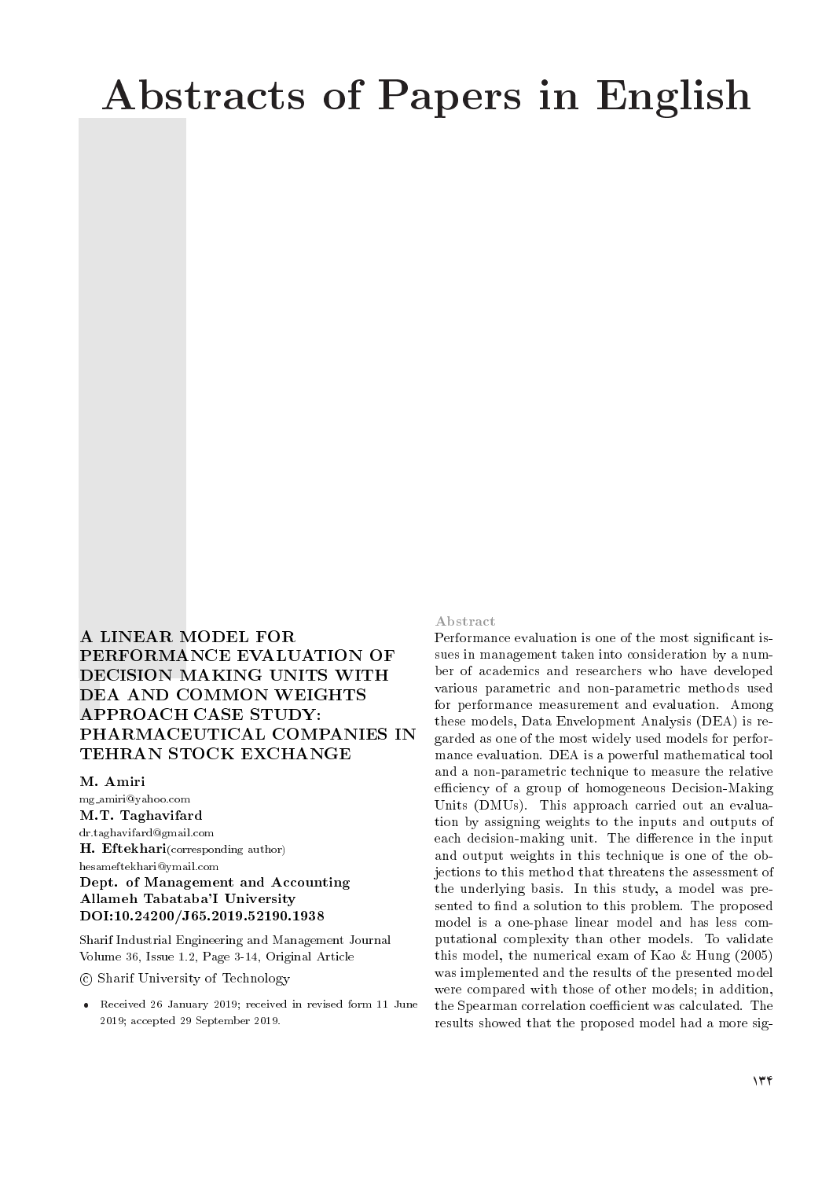# Abstracts of Papers in English

## A LINEAR MODEL FOR PERFORMANCE EVALUATION OF DECISION MAKING UNITS WITH DEA AND COMMON WEIGHTS APPROACH CASE STUDY: PHARMACEUTICAL COMPANIES IN TEHRAN STOCK EXCHANGE

**M. Amiri**
mg_amiri@yahoo.com
**M.T. Taghavifard**
dr.taghavifard@gmail.com
**H. Eftekhari**(corresponding author)
hesameftekhari@ymail.com
**Dept. of Management and Accounting**
**Allameh Tabataba'I University**
**DOI:10.24200/J65.2019.52190.1938**

Sharif Industrial Engineering and Management Journal
Volume 36, Issue 1.2, Page 3-14, Original Article

© Sharif University of Technology

- Received 26 January 2019; received in revised form 11 June 2019; accepted 29 September 2019.

### Abstract

Performance evaluation is one of the most significant issues in management taken into consideration by a number of academics and researchers who have developed various parametric and non-parametric methods used for performance measurement and evaluation. Among these models, Data Envelopment Analysis (DEA) is regarded as one of the most widely used models for performance evaluation. DEA is a powerful mathematical tool and a non-parametric technique to measure the relative efficiency of a group of homogeneous Decision-Making Units (DMUs). This approach carried out an evaluation by assigning weights to the inputs and outputs of each decision-making unit. The difference in the input and output weights in this technique is one of the objections to this method that threatens the assessment of the underlying basis. In this study, a model was presented to find a solution to this problem. The proposed model is a one-phase linear model and has less computational complexity than other models. To validate this model, the numerical exam of Kao & Hung (2005) was implemented and the results of the presented model were compared with those of other models; in addition, the Spearman correlation coefficient was calculated. The results showed that the proposed model had a more sig-